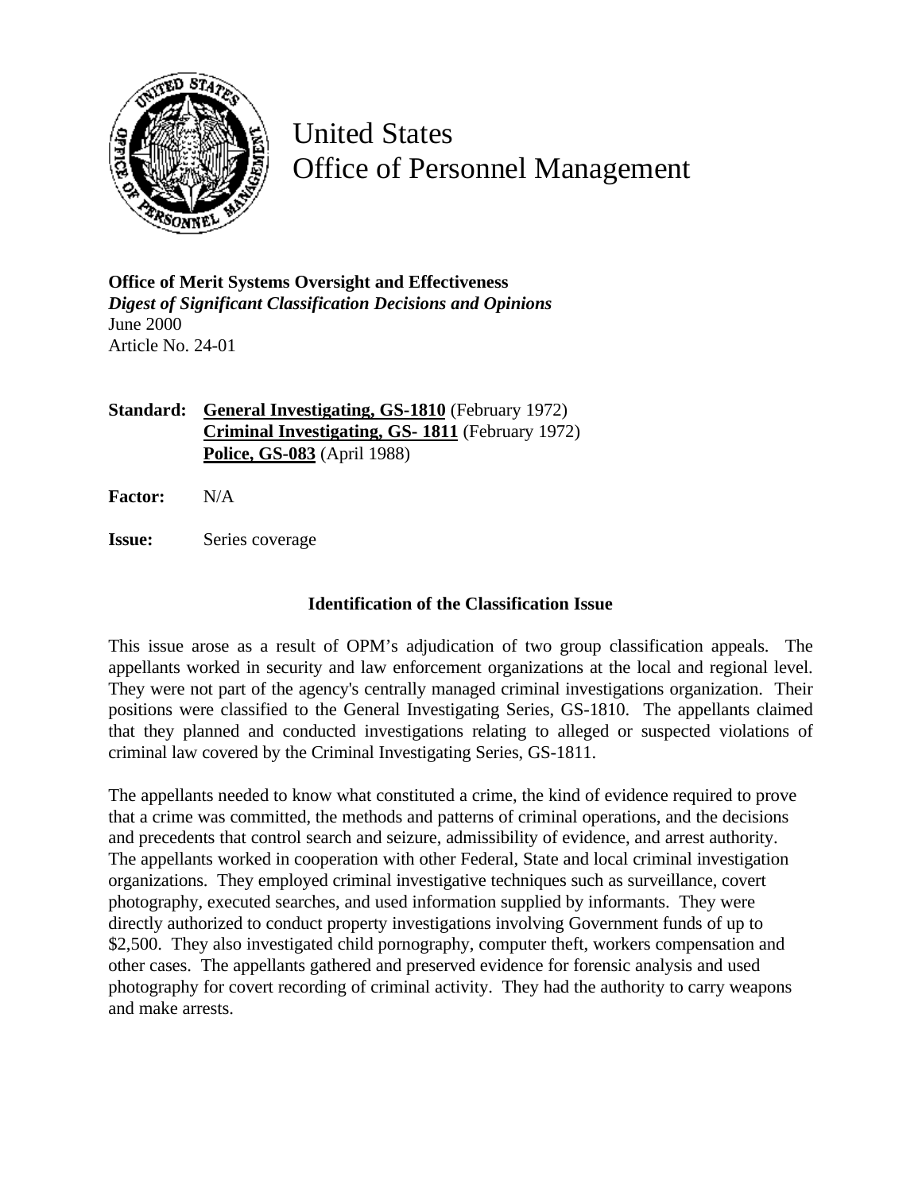# United States Office of Personnel Management

**Office of Merit Systems Oversight and Effectiveness**
***Digest of Significant Classification Decisions and Opinions***
June 2000
Article No. 24-01

**Standard:** **General Investigating, GS-1810** (February 1972)
**Criminal Investigating, GS- 1811** (February 1972)
**Police, GS-083** (April 1988)

**Factor:** N/A

**Issue:** Series coverage

## Identification of the Classification Issue

This issue arose as a result of OPM's adjudication of two group classification appeals. The appellants worked in security and law enforcement organizations at the local and regional level. They were not part of the agency's centrally managed criminal investigations organization. Their positions were classified to the General Investigating Series, GS-1810. The appellants claimed that they planned and conducted investigations relating to alleged or suspected violations of criminal law covered by the Criminal Investigating Series, GS-1811.

The appellants needed to know what constituted a crime, the kind of evidence required to prove that a crime was committed, the methods and patterns of criminal operations, and the decisions and precedents that control search and seizure, admissibility of evidence, and arrest authority. The appellants worked in cooperation with other Federal, State and local criminal investigation organizations. They employed criminal investigative techniques such as surveillance, covert photography, executed searches, and used information supplied by informants. They were directly authorized to conduct property investigations involving Government funds of up to $2,500. They also investigated child pornography, computer theft, workers compensation and other cases. The appellants gathered and preserved evidence for forensic analysis and used photography for covert recording of criminal activity. They had the authority to carry weapons and make arrests.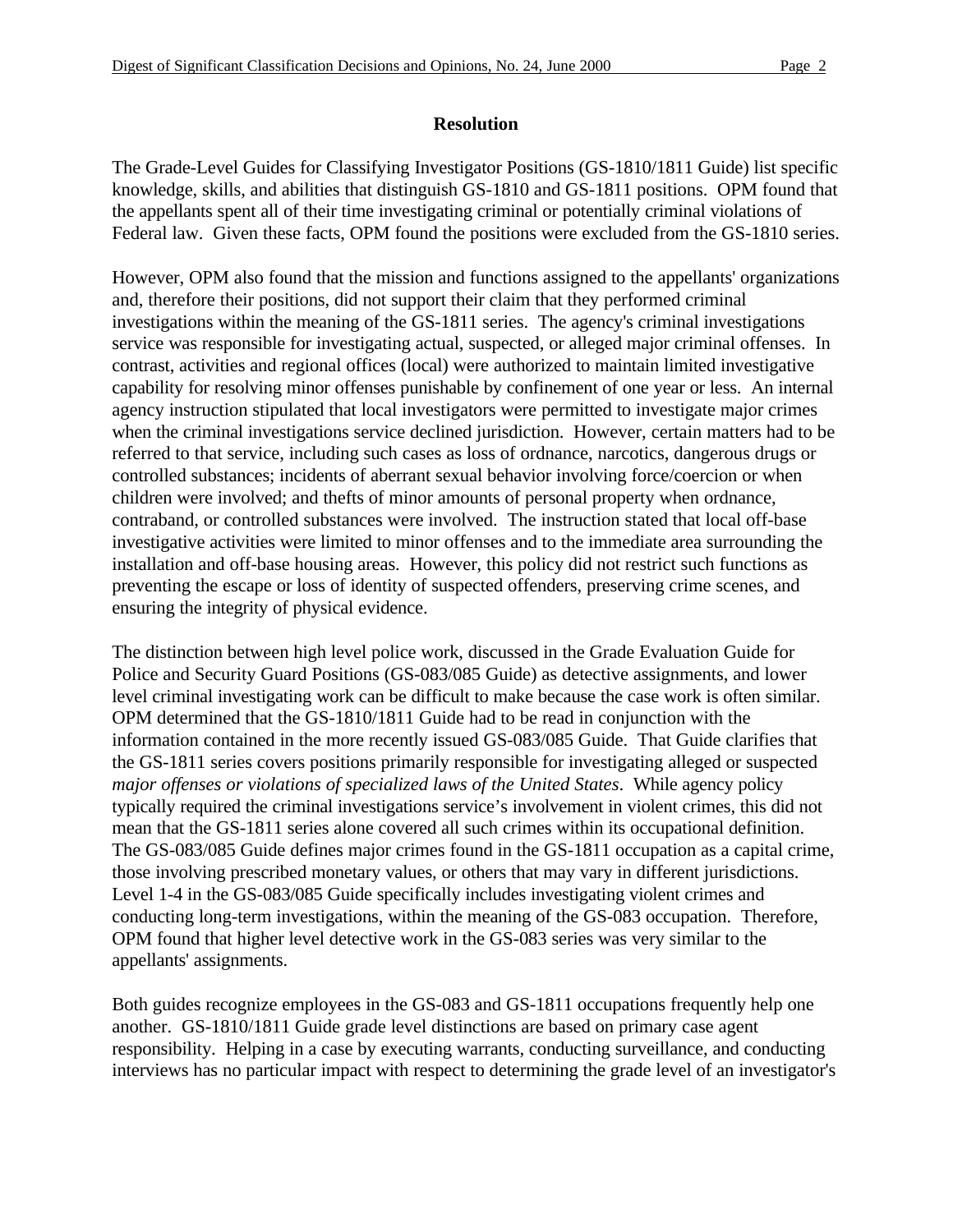## Resolution

The Grade-Level Guides for Classifying Investigator Positions (GS-1810/1811 Guide) list specific knowledge, skills, and abilities that distinguish GS-1810 and GS-1811 positions. OPM found that the appellants spent all of their time investigating criminal or potentially criminal violations of Federal law. Given these facts, OPM found the positions were excluded from the GS-1810 series.

However, OPM also found that the mission and functions assigned to the appellants' organizations and, therefore their positions, did not support their claim that they performed criminal investigations within the meaning of the GS-1811 series. The agency's criminal investigations service was responsible for investigating actual, suspected, or alleged major criminal offenses. In contrast, activities and regional offices (local) were authorized to maintain limited investigative capability for resolving minor offenses punishable by confinement of one year or less. An internal agency instruction stipulated that local investigators were permitted to investigate major crimes when the criminal investigations service declined jurisdiction. However, certain matters had to be referred to that service, including such cases as loss of ordnance, narcotics, dangerous drugs or controlled substances; incidents of aberrant sexual behavior involving force/coercion or when children were involved; and thefts of minor amounts of personal property when ordnance, contraband, or controlled substances were involved. The instruction stated that local off-base investigative activities were limited to minor offenses and to the immediate area surrounding the installation and off-base housing areas. However, this policy did not restrict such functions as preventing the escape or loss of identity of suspected offenders, preserving crime scenes, and ensuring the integrity of physical evidence.

The distinction between high level police work, discussed in the Grade Evaluation Guide for Police and Security Guard Positions (GS-083/085 Guide) as detective assignments, and lower level criminal investigating work can be difficult to make because the case work is often similar. OPM determined that the GS-1810/1811 Guide had to be read in conjunction with the information contained in the more recently issued GS-083/085 Guide. That Guide clarifies that the GS-1811 series covers positions primarily responsible for investigating alleged or suspected *major offenses or violations of specialized laws of the United States*. While agency policy typically required the criminal investigations service's involvement in violent crimes, this did not mean that the GS-1811 series alone covered all such crimes within its occupational definition. The GS-083/085 Guide defines major crimes found in the GS-1811 occupation as a capital crime, those involving prescribed monetary values, or others that may vary in different jurisdictions. Level 1-4 in the GS-083/085 Guide specifically includes investigating violent crimes and conducting long-term investigations, within the meaning of the GS-083 occupation. Therefore, OPM found that higher level detective work in the GS-083 series was very similar to the appellants' assignments.

Both guides recognize employees in the GS-083 and GS-1811 occupations frequently help one another. GS-1810/1811 Guide grade level distinctions are based on primary case agent responsibility. Helping in a case by executing warrants, conducting surveillance, and conducting interviews has no particular impact with respect to determining the grade level of an investigator's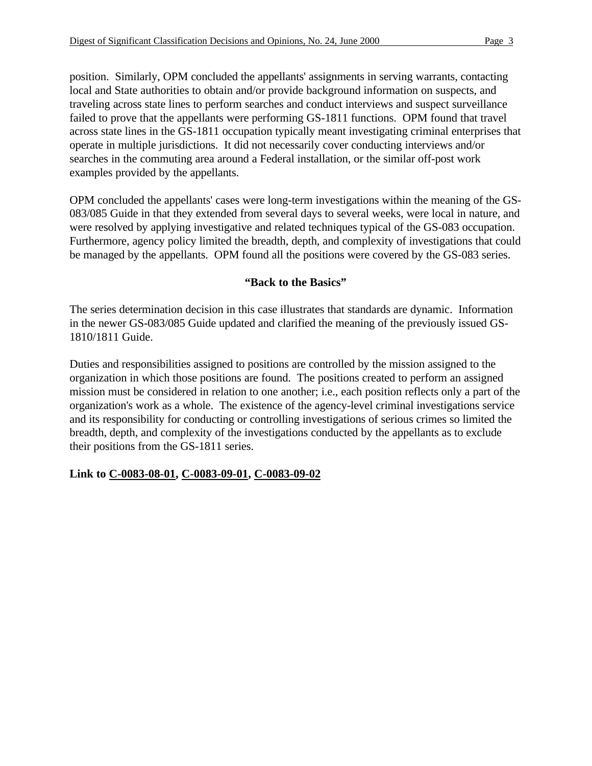position. Similarly, OPM concluded the appellants' assignments in serving warrants, contacting local and State authorities to obtain and/or provide background information on suspects, and traveling across state lines to perform searches and conduct interviews and suspect surveillance failed to prove that the appellants were performing GS-1811 functions. OPM found that travel across state lines in the GS-1811 occupation typically meant investigating criminal enterprises that operate in multiple jurisdictions. It did not necessarily cover conducting interviews and/or searches in the commuting area around a Federal installation, or the similar off-post work examples provided by the appellants.

OPM concluded the appellants' cases were long-term investigations within the meaning of the GS-083/085 Guide in that they extended from several days to several weeks, were local in nature, and were resolved by applying investigative and related techniques typical of the GS-083 occupation. Furthermore, agency policy limited the breadth, depth, and complexity of investigations that could be managed by the appellants. OPM found all the positions were covered by the GS-083 series.

### "Back to the Basics"

The series determination decision in this case illustrates that standards are dynamic. Information in the newer GS-083/085 Guide updated and clarified the meaning of the previously issued GS-1810/1811 Guide.

Duties and responsibilities assigned to positions are controlled by the mission assigned to the organization in which those positions are found. The positions created to perform an assigned mission must be considered in relation to one another; i.e., each position reflects only a part of the organization's work as a whole. The existence of the agency-level criminal investigations service and its responsibility for conducting or controlling investigations of serious crimes so limited the breadth, depth, and complexity of the investigations conducted by the appellants as to exclude their positions from the GS-1811 series.

**Link to C-0083-08-01, C-0083-09-01, C-0083-09-02**